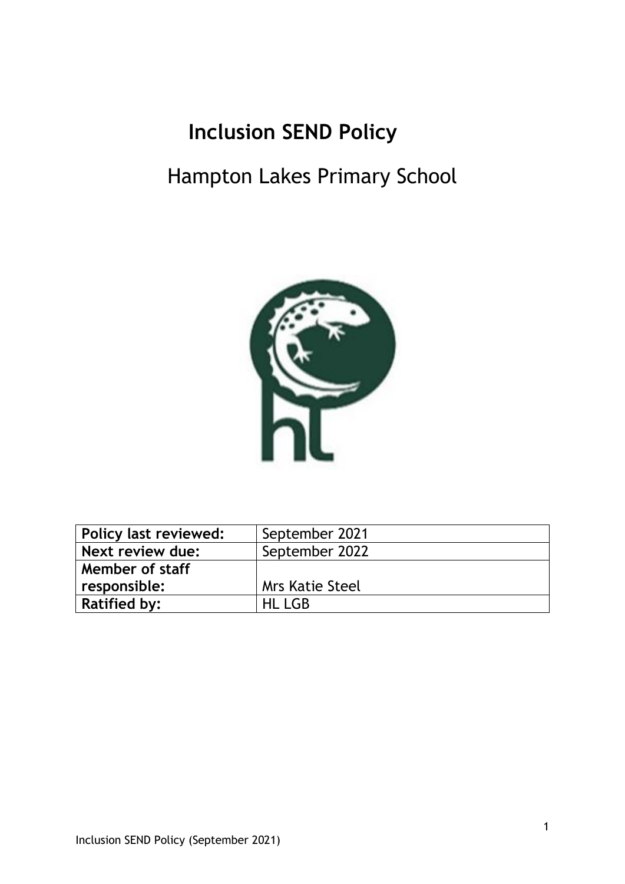# Inclusion SEND Policy

## Hampton Lakes Primary School

| Policy last reviewed: | September 2021 |
| --- | --- |
| Next review due: | September 2022 |
| Member of staff responsible: | Mrs Katie Steel |
| Ratified by: | HL LGB |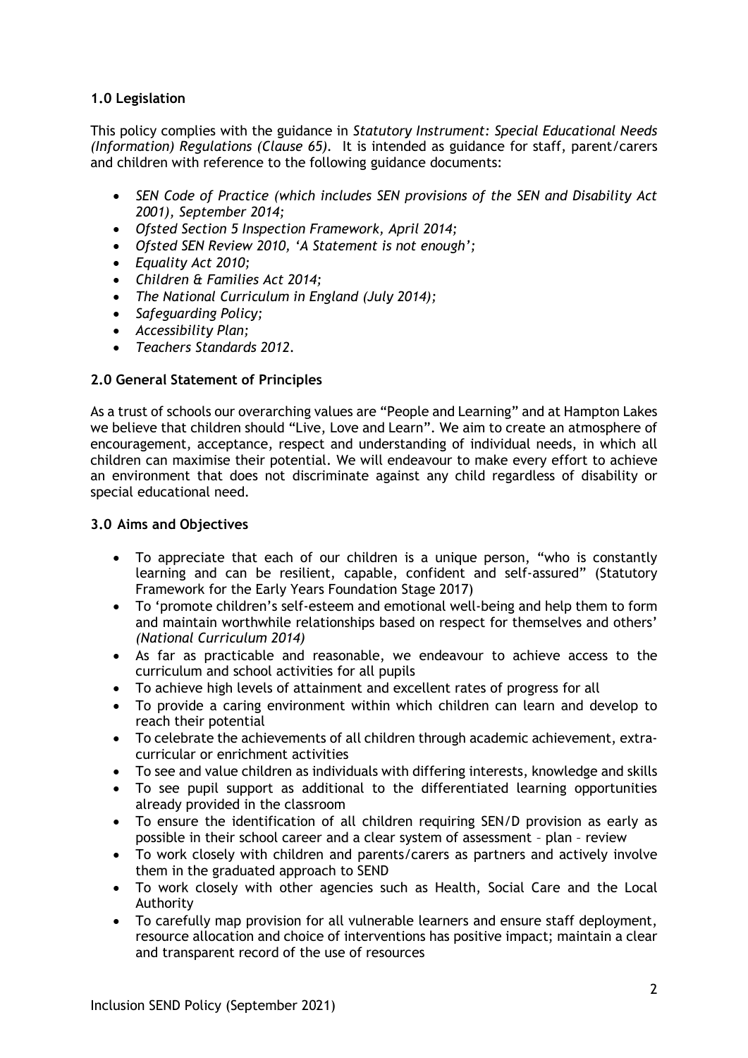## 1.0 Legislation

This policy complies with the guidance in *Statutory Instrument: Special Educational Needs (Information) Regulations (Clause 65).* It is intended as guidance for staff, parent/carers and children with reference to the following guidance documents:

- *SEN Code of Practice (which includes SEN provisions of the SEN and Disability Act 2001), September 2014;*
- *Ofsted Section 5 Inspection Framework, April 2014;*
- *Ofsted SEN Review 2010, 'A Statement is not enough';*
- *Equality Act 2010;*
- *Children & Families Act 2014;*
- *The National Curriculum in England (July 2014);*
- *Safeguarding Policy;*
- *Accessibility Plan;*
- *Teachers Standards 2012.*

## 2.0 General Statement of Principles

As a trust of schools our overarching values are "People and Learning" and at Hampton Lakes we believe that children should "Live, Love and Learn". We aim to create an atmosphere of encouragement, acceptance, respect and understanding of individual needs, in which all children can maximise their potential. We will endeavour to make every effort to achieve an environment that does not discriminate against any child regardless of disability or special educational need.

## 3.0 Aims and Objectives

- To appreciate that each of our children is a unique person, "who is constantly learning and can be resilient, capable, confident and self-assured" (Statutory Framework for the Early Years Foundation Stage 2017)
- To 'promote children's self-esteem and emotional well-being and help them to form and maintain worthwhile relationships based on respect for themselves and others' *(National Curriculum 2014)*
- As far as practicable and reasonable, we endeavour to achieve access to the curriculum and school activities for all pupils
- To achieve high levels of attainment and excellent rates of progress for all
- To provide a caring environment within which children can learn and develop to reach their potential
- To celebrate the achievements of all children through academic achievement, extra-curricular or enrichment activities
- To see and value children as individuals with differing interests, knowledge and skills
- To see pupil support as additional to the differentiated learning opportunities already provided in the classroom
- To ensure the identification of all children requiring SEN/D provision as early as possible in their school career and a clear system of assessment – plan – review
- To work closely with children and parents/carers as partners and actively involve them in the graduated approach to SEND
- To work closely with other agencies such as Health, Social Care and the Local Authority
- To carefully map provision for all vulnerable learners and ensure staff deployment, resource allocation and choice of interventions has positive impact; maintain a clear and transparent record of the use of resources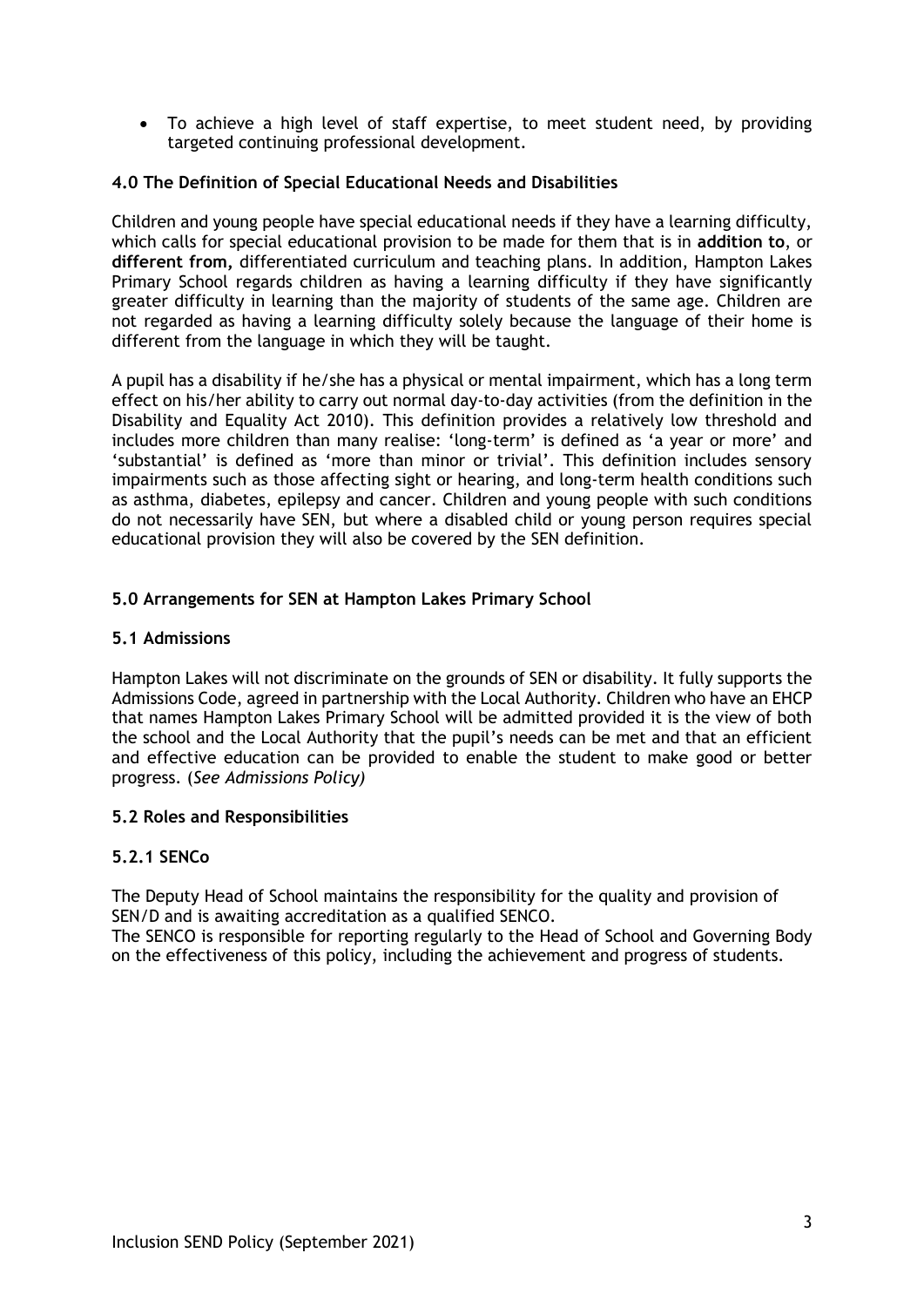- To achieve a high level of staff expertise, to meet student need, by providing targeted continuing professional development.

### 4.0 The Definition of Special Educational Needs and Disabilities

Children and young people have special educational needs if they have a learning difficulty, which calls for special educational provision to be made for them that is in **addition to**, or **different from**, differentiated curriculum and teaching plans. In addition, Hampton Lakes Primary School regards children as having a learning difficulty if they have significantly greater difficulty in learning than the majority of students of the same age. Children are not regarded as having a learning difficulty solely because the language of their home is different from the language in which they will be taught.

A pupil has a disability if he/she has a physical or mental impairment, which has a long term effect on his/her ability to carry out normal day-to-day activities (from the definition in the Disability and Equality Act 2010). This definition provides a relatively low threshold and includes more children than many realise: 'long-term' is defined as 'a year or more' and 'substantial' is defined as 'more than minor or trivial'. This definition includes sensory impairments such as those affecting sight or hearing, and long-term health conditions such as asthma, diabetes, epilepsy and cancer. Children and young people with such conditions do not necessarily have SEN, but where a disabled child or young person requires special educational provision they will also be covered by the SEN definition.

### 5.0 Arrangements for SEN at Hampton Lakes Primary School

#### 5.1 Admissions

Hampton Lakes will not discriminate on the grounds of SEN or disability. It fully supports the Admissions Code, agreed in partnership with the Local Authority. Children who have an EHCP that names Hampton Lakes Primary School will be admitted provided it is the view of both the school and the Local Authority that the pupil's needs can be met and that an efficient and effective education can be provided to enable the student to make good or better progress. (*See Admissions Policy)*

#### 5.2 Roles and Responsibilities

#### 5.2.1 SENCo

The Deputy Head of School maintains the responsibility for the quality and provision of SEN/D and is awaiting accreditation as a qualified SENCO.

The SENCO is responsible for reporting regularly to the Head of School and Governing Body on the effectiveness of this policy, including the achievement and progress of students.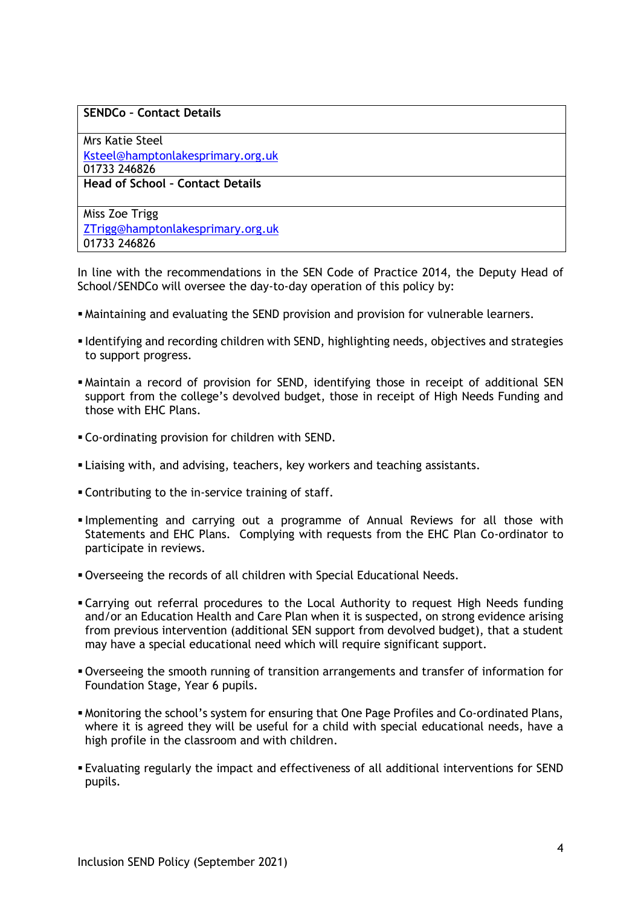| **SENDCo – Contact Details** |
| --- |
| Mrs Katie Steel<br>Ksteel@hamptonlakesprimary.org.uk<br>01733 246826 |
| **Head of School – Contact Details** |
| Miss Zoe Trigg<br>ZTrigg@hamptonlakesprimary.org.uk<br>01733 246826 |

In line with the recommendations in the SEN Code of Practice 2014, the Deputy Head of School/SENDCo will oversee the day-to-day operation of this policy by:

- Maintaining and evaluating the SEND provision and provision for vulnerable learners.
- Identifying and recording children with SEND, highlighting needs, objectives and strategies to support progress.
- Maintain a record of provision for SEND, identifying those in receipt of additional SEN support from the college's devolved budget, those in receipt of High Needs Funding and those with EHC Plans.
- Co-ordinating provision for children with SEND.
- Liaising with, and advising, teachers, key workers and teaching assistants.
- Contributing to the in-service training of staff.
- Implementing and carrying out a programme of Annual Reviews for all those with Statements and EHC Plans. Complying with requests from the EHC Plan Co-ordinator to participate in reviews.
- Overseeing the records of all children with Special Educational Needs.
- Carrying out referral procedures to the Local Authority to request High Needs funding and/or an Education Health and Care Plan when it is suspected, on strong evidence arising from previous intervention (additional SEN support from devolved budget), that a student may have a special educational need which will require significant support.
- Overseeing the smooth running of transition arrangements and transfer of information for Foundation Stage, Year 6 pupils.
- Monitoring the school's system for ensuring that One Page Profiles and Co-ordinated Plans, where it is agreed they will be useful for a child with special educational needs, have a high profile in the classroom and with children.
- Evaluating regularly the impact and effectiveness of all additional interventions for SEND pupils.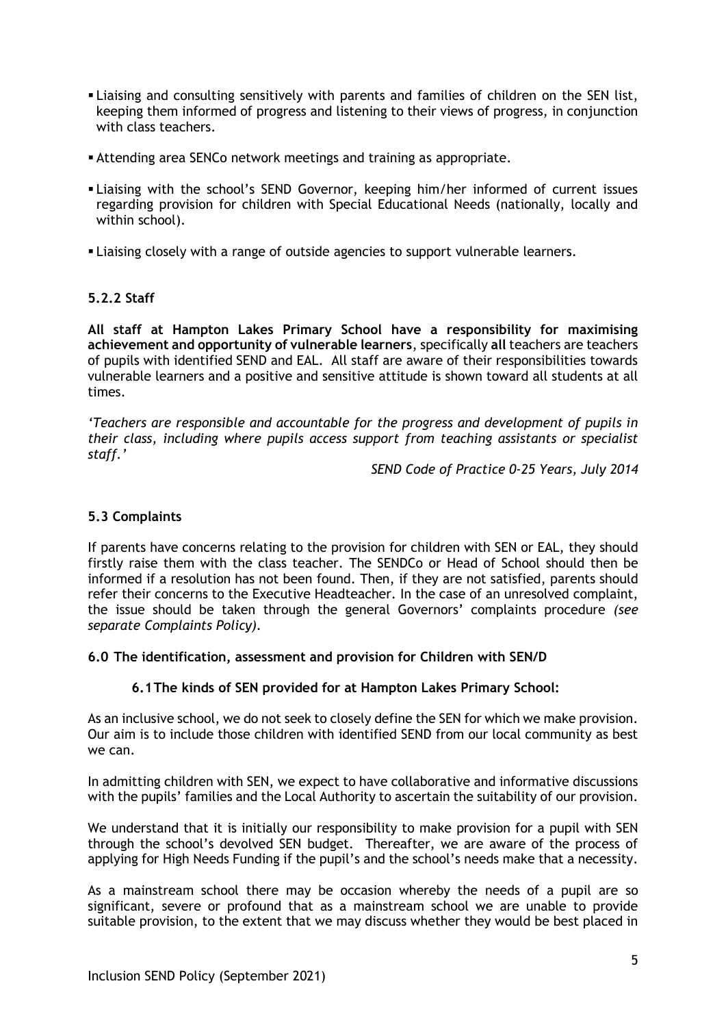- Liaising and consulting sensitively with parents and families of children on the SEN list, keeping them informed of progress and listening to their views of progress, in conjunction with class teachers.
- Attending area SENCo network meetings and training as appropriate.
- Liaising with the school's SEND Governor, keeping him/her informed of current issues regarding provision for children with Special Educational Needs (nationally, locally and within school).
- Liaising closely with a range of outside agencies to support vulnerable learners.

#### 5.2.2 Staff

**All staff at Hampton Lakes Primary School have a responsibility for maximising achievement and opportunity of vulnerable learners**, specifically **all** teachers are teachers of pupils with identified SEND and EAL. All staff are aware of their responsibilities towards vulnerable learners and a positive and sensitive attitude is shown toward all students at all times.

*'Teachers are responsible and accountable for the progress and development of pupils in their class, including where pupils access support from teaching assistants or specialist staff.'*

*SEND Code of Practice 0-25 Years, July 2014*

### 5.3 Complaints

If parents have concerns relating to the provision for children with SEN or EAL, they should firstly raise them with the class teacher. The SENDCo or Head of School should then be informed if a resolution has not been found. Then, if they are not satisfied, parents should refer their concerns to the Executive Headteacher. In the case of an unresolved complaint, the issue should be taken through the general Governors' complaints procedure *(see separate Complaints Policy).*

## 6.0 The identification, assessment and provision for Children with SEN/D

### 6.1 The kinds of SEN provided for at Hampton Lakes Primary School:

As an inclusive school, we do not seek to closely define the SEN for which we make provision. Our aim is to include those children with identified SEND from our local community as best we can.

In admitting children with SEN, we expect to have collaborative and informative discussions with the pupils' families and the Local Authority to ascertain the suitability of our provision.

We understand that it is initially our responsibility to make provision for a pupil with SEN through the school's devolved SEN budget. Thereafter, we are aware of the process of applying for High Needs Funding if the pupil's and the school's needs make that a necessity.

As a mainstream school there may be occasion whereby the needs of a pupil are so significant, severe or profound that as a mainstream school we are unable to provide suitable provision, to the extent that we may discuss whether they would be best placed in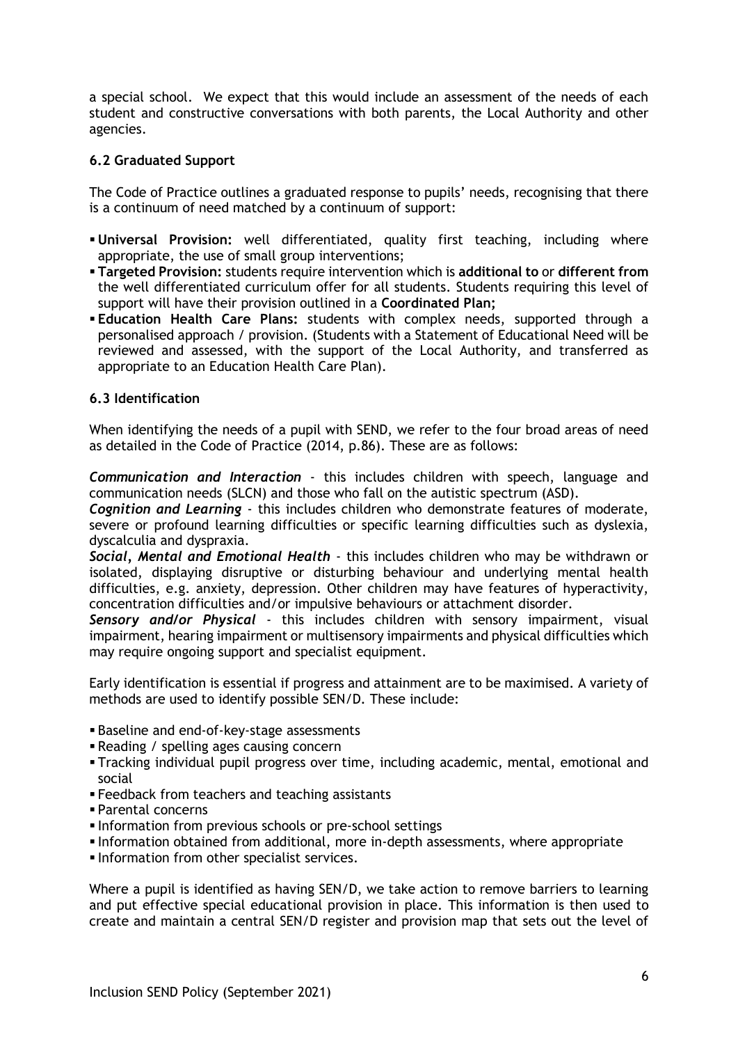a special school. We expect that this would include an assessment of the needs of each student and constructive conversations with both parents, the Local Authority and other agencies.

### 6.2 Graduated Support

The Code of Practice outlines a graduated response to pupils' needs, recognising that there is a continuum of need matched by a continuum of support:

- **Universal Provision:** well differentiated, quality first teaching, including where appropriate, the use of small group interventions;
- **Targeted Provision:** students require intervention which is **additional to** or **different from** the well differentiated curriculum offer for all students. Students requiring this level of support will have their provision outlined in a **Coordinated Plan;**
- **Education Health Care Plans:** students with complex needs, supported through a personalised approach / provision. (Students with a Statement of Educational Need will be reviewed and assessed, with the support of the Local Authority, and transferred as appropriate to an Education Health Care Plan).

### 6.3 Identification

When identifying the needs of a pupil with SEND, we refer to the four broad areas of need as detailed in the Code of Practice (2014, p.86). These are as follows:

***Communication and Interaction*** - this includes children with speech, language and communication needs (SLCN) and those who fall on the autistic spectrum (ASD).
***Cognition and Learning*** - this includes children who demonstrate features of moderate, severe or profound learning difficulties or specific learning difficulties such as dyslexia, dyscalculia and dyspraxia.
***Social, Mental and Emotional Health*** - this includes children who may be withdrawn or isolated, displaying disruptive or disturbing behaviour and underlying mental health difficulties, e.g. anxiety, depression. Other children may have features of hyperactivity, concentration difficulties and/or impulsive behaviours or attachment disorder.
***Sensory and/or Physical*** - this includes children with sensory impairment, visual impairment, hearing impairment or multisensory impairments and physical difficulties which may require ongoing support and specialist equipment.

Early identification is essential if progress and attainment are to be maximised. A variety of methods are used to identify possible SEN/D. These include:

- Baseline and end-of-key-stage assessments
- Reading / spelling ages causing concern
- Tracking individual pupil progress over time, including academic, mental, emotional and social
- Feedback from teachers and teaching assistants
- Parental concerns
- Information from previous schools or pre-school settings
- Information obtained from additional, more in-depth assessments, where appropriate
- Information from other specialist services.

Where a pupil is identified as having SEN/D, we take action to remove barriers to learning and put effective special educational provision in place. This information is then used to create and maintain a central SEN/D register and provision map that sets out the level of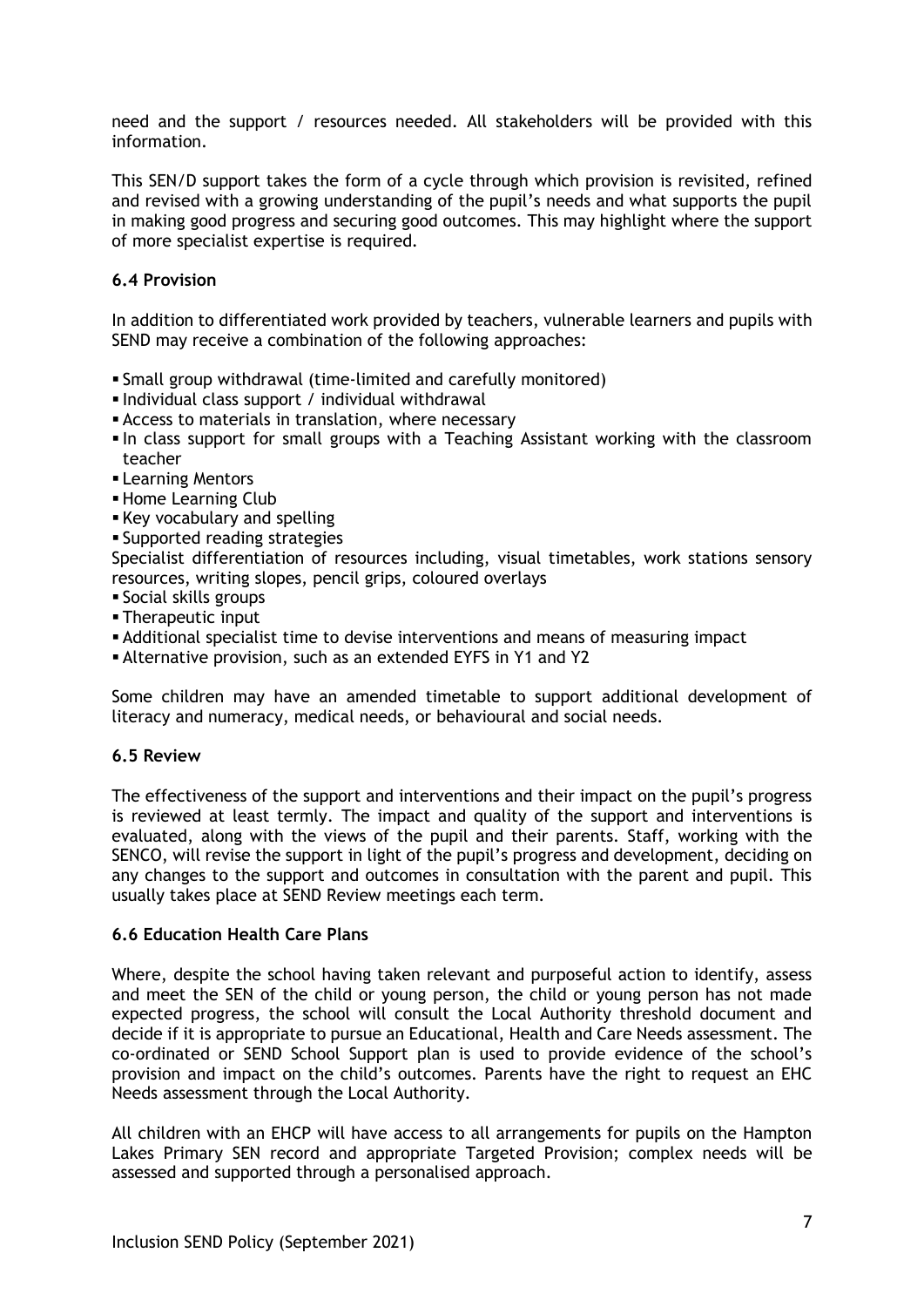need and the support / resources needed. All stakeholders will be provided with this information.

This SEN/D support takes the form of a cycle through which provision is revisited, refined and revised with a growing understanding of the pupil's needs and what supports the pupil in making good progress and securing good outcomes. This may highlight where the support of more specialist expertise is required.

### 6.4 Provision

In addition to differentiated work provided by teachers, vulnerable learners and pupils with SEND may receive a combination of the following approaches:

- Small group withdrawal (time-limited and carefully monitored)
- Individual class support / individual withdrawal
- Access to materials in translation, where necessary
- In class support for small groups with a Teaching Assistant working with the classroom teacher
- Learning Mentors
- Home Learning Club
- Key vocabulary and spelling
- Supported reading strategies

Specialist differentiation of resources including, visual timetables, work stations sensory resources, writing slopes, pencil grips, coloured overlays

- Social skills groups
- Therapeutic input
- Additional specialist time to devise interventions and means of measuring impact
- Alternative provision, such as an extended EYFS in Y1 and Y2

Some children may have an amended timetable to support additional development of literacy and numeracy, medical needs, or behavioural and social needs.

### 6.5 Review

The effectiveness of the support and interventions and their impact on the pupil's progress is reviewed at least termly. The impact and quality of the support and interventions is evaluated, along with the views of the pupil and their parents. Staff, working with the SENCO, will revise the support in light of the pupil's progress and development, deciding on any changes to the support and outcomes in consultation with the parent and pupil. This usually takes place at SEND Review meetings each term.

### 6.6 Education Health Care Plans

Where, despite the school having taken relevant and purposeful action to identify, assess and meet the SEN of the child or young person, the child or young person has not made expected progress, the school will consult the Local Authority threshold document and decide if it is appropriate to pursue an Educational, Health and Care Needs assessment. The co-ordinated or SEND School Support plan is used to provide evidence of the school's provision and impact on the child's outcomes. Parents have the right to request an EHC Needs assessment through the Local Authority.

All children with an EHCP will have access to all arrangements for pupils on the Hampton Lakes Primary SEN record and appropriate Targeted Provision; complex needs will be assessed and supported through a personalised approach.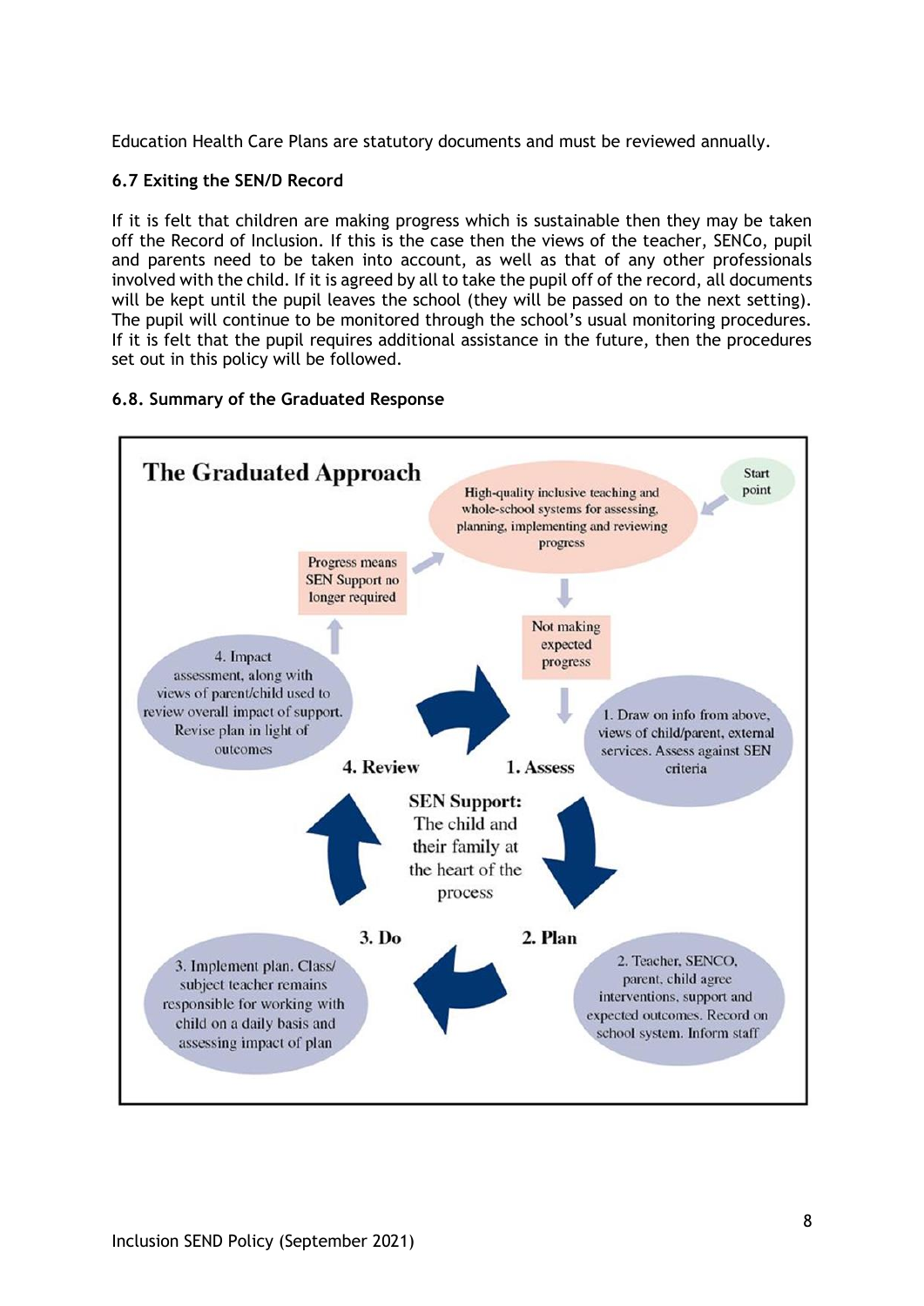Education Health Care Plans are statutory documents and must be reviewed annually.

**6.7 Exiting the SEN/D Record**

If it is felt that children are making progress which is sustainable then they may be taken off the Record of Inclusion. If this is the case then the views of the teacher, SENCo, pupil and parents need to be taken into account, as well as that of any other professionals involved with the child. If it is agreed by all to take the pupil off of the record, all documents will be kept until the pupil leaves the school (they will be passed on to the next setting). The pupil will continue to be monitored through the school's usual monitoring procedures. If it is felt that the pupil requires additional assistance in the future, then the procedures set out in this policy will be followed.

**6.8. Summary of the Graduated Response**

**The Graduated Approach**

Start point

High-quality inclusive teaching and whole-school systems for assessing, planning, implementing and reviewing progress

Not making expected progress

**1. Assess**

1. Draw on info from above, views of child/parent, external services. Assess against SEN criteria

**2. Plan**

2. Teacher, SENCO, parent, child agree interventions, support and expected outcomes. Record on school system. Inform staff

**3. Do**

3. Implement plan. Class/ subject teacher remains responsible for working with child on a daily basis and assessing impact of plan

**4. Review**

4. Impact assessment, along with views of parent/child used to review overall impact of support. Revise plan in light of outcomes

Progress means SEN Support no longer required

**SEN Support:** The child and their family at the heart of the process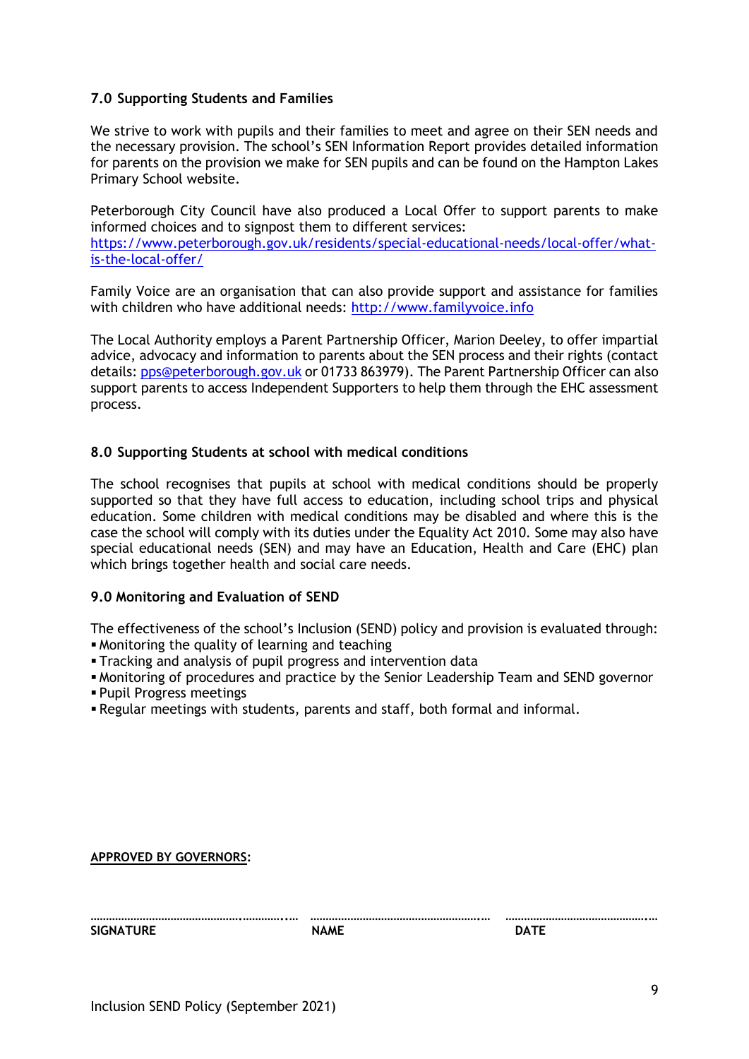## 7.0 Supporting Students and Families

We strive to work with pupils and their families to meet and agree on their SEN needs and the necessary provision. The school's SEN Information Report provides detailed information for parents on the provision we make for SEN pupils and can be found on the Hampton Lakes Primary School website.

Peterborough City Council have also produced a Local Offer to support parents to make informed choices and to signpost them to different services: https://www.peterborough.gov.uk/residents/special-educational-needs/local-offer/what-is-the-local-offer/

Family Voice are an organisation that can also provide support and assistance for families with children who have additional needs: http://www.familyvoice.info

The Local Authority employs a Parent Partnership Officer, Marion Deeley, to offer impartial advice, advocacy and information to parents about the SEN process and their rights (contact details: pps@peterborough.gov.uk or 01733 863979). The Parent Partnership Officer can also support parents to access Independent Supporters to help them through the EHC assessment process.

## 8.0 Supporting Students at school with medical conditions

The school recognises that pupils at school with medical conditions should be properly supported so that they have full access to education, including school trips and physical education. Some children with medical conditions may be disabled and where this is the case the school will comply with its duties under the Equality Act 2010. Some may also have special educational needs (SEN) and may have an Education, Health and Care (EHC) plan which brings together health and social care needs.

## 9.0 Monitoring and Evaluation of SEND

The effectiveness of the school's Inclusion (SEND) policy and provision is evaluated through:

- Monitoring the quality of learning and teaching
- Tracking and analysis of pupil progress and intervention data
- Monitoring of procedures and practice by the Senior Leadership Team and SEND governor
- Pupil Progress meetings
- Regular meetings with students, parents and staff, both formal and informal.

**APPROVED BY GOVERNORS:**

| ………………………………………… | ………………………………………… | ………………………………………… |
|---|---|---|
| **SIGNATURE** | **NAME** | **DATE** |

Inclusion SEND Policy (September 2021)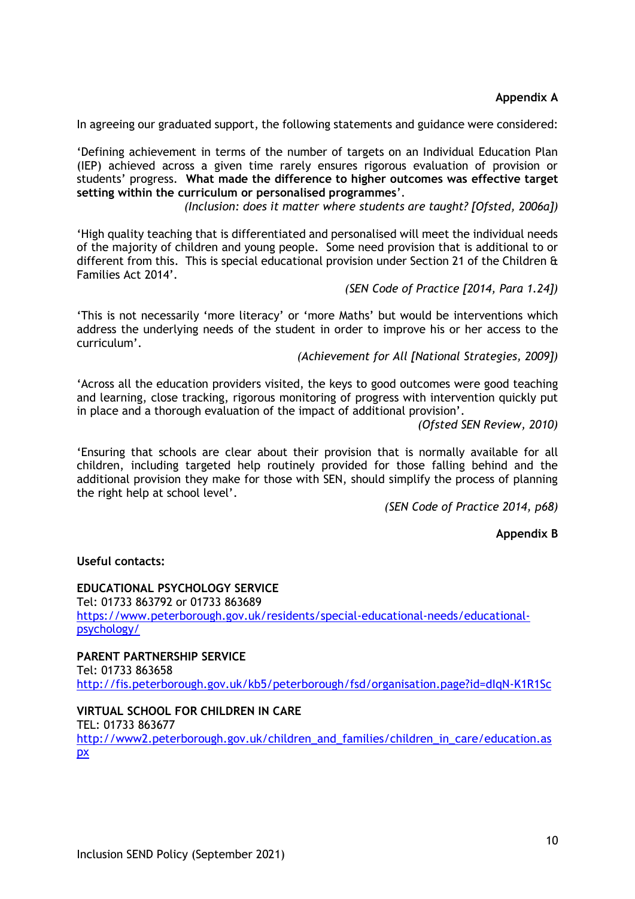**Appendix A**

In agreeing our graduated support, the following statements and guidance were considered:

'Defining achievement in terms of the number of targets on an Individual Education Plan (IEP) achieved across a given time rarely ensures rigorous evaluation of provision or students' progress. **What made the difference to higher outcomes was effective target setting within the curriculum or personalised programmes**'.

*(Inclusion: does it matter where students are taught? [Ofsted, 2006a])*

'High quality teaching that is differentiated and personalised will meet the individual needs of the majority of children and young people. Some need provision that is additional to or different from this. This is special educational provision under Section 21 of the Children & Families Act 2014'.

*(SEN Code of Practice [2014, Para 1.24])*

'This is not necessarily 'more literacy' or 'more Maths' but would be interventions which address the underlying needs of the student in order to improve his or her access to the curriculum'.

*(Achievement for All [National Strategies, 2009])*

'Across all the education providers visited, the keys to good outcomes were good teaching and learning, close tracking, rigorous monitoring of progress with intervention quickly put in place and a thorough evaluation of the impact of additional provision'.

*(Ofsted SEN Review, 2010)*

'Ensuring that schools are clear about their provision that is normally available for all children, including targeted help routinely provided for those falling behind and the additional provision they make for those with SEN, should simplify the process of planning the right help at school level'.

*(SEN Code of Practice 2014, p68)*

**Appendix B**

**Useful contacts:**

**EDUCATIONAL PSYCHOLOGY SERVICE**
Tel: 01733 863792 or 01733 863689
https://www.peterborough.gov.uk/residents/special-educational-needs/educational-psychology/

**PARENT PARTNERSHIP SERVICE**
Tel: 01733 863658
http://fis.peterborough.gov.uk/kb5/peterborough/fsd/organisation.page?id=dIqN-K1R1Sc

**VIRTUAL SCHOOL FOR CHILDREN IN CARE**
TEL: 01733 863677
http://www2.peterborough.gov.uk/children_and_families/children_in_care/education.aspx